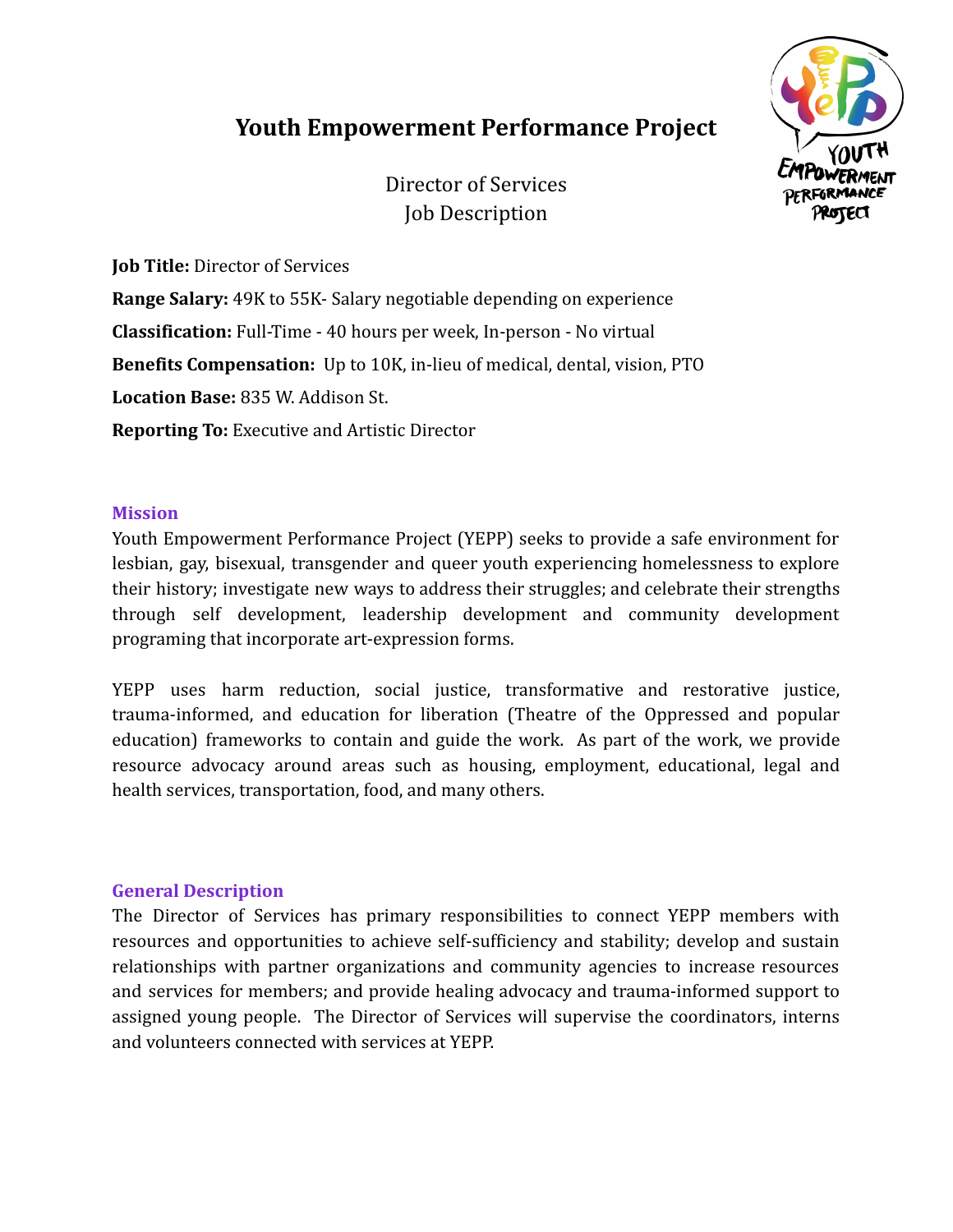# Youth Empowerment Performance Project

Director of Services
Job Description

**Job Title:** Director of Services

**Range Salary:** 49K to 55K- Salary negotiable depending on experience

**Classification:** Full-Time - 40 hours per week, In-person - No virtual

**Benefits Compensation:** Up to 10K, in-lieu of medical, dental, vision, PTO

**Location Base:** 835 W. Addison St.

**Reporting To:** Executive and Artistic Director

## Mission

Youth Empowerment Performance Project (YEPP) seeks to provide a safe environment for lesbian, gay, bisexual, transgender and queer youth experiencing homelessness to explore their history; investigate new ways to address their struggles; and celebrate their strengths through self development, leadership development and community development programing that incorporate art-expression forms.

YEPP uses harm reduction, social justice, transformative and restorative justice, trauma-informed, and education for liberation (Theatre of the Oppressed and popular education) frameworks to contain and guide the work. As part of the work, we provide resource advocacy around areas such as housing, employment, educational, legal and health services, transportation, food, and many others.

## General Description

The Director of Services has primary responsibilities to connect YEPP members with resources and opportunities to achieve self-sufficiency and stability; develop and sustain relationships with partner organizations and community agencies to increase resources and services for members; and provide healing advocacy and trauma-informed support to assigned young people. The Director of Services will supervise the coordinators, interns and volunteers connected with services at YEPP.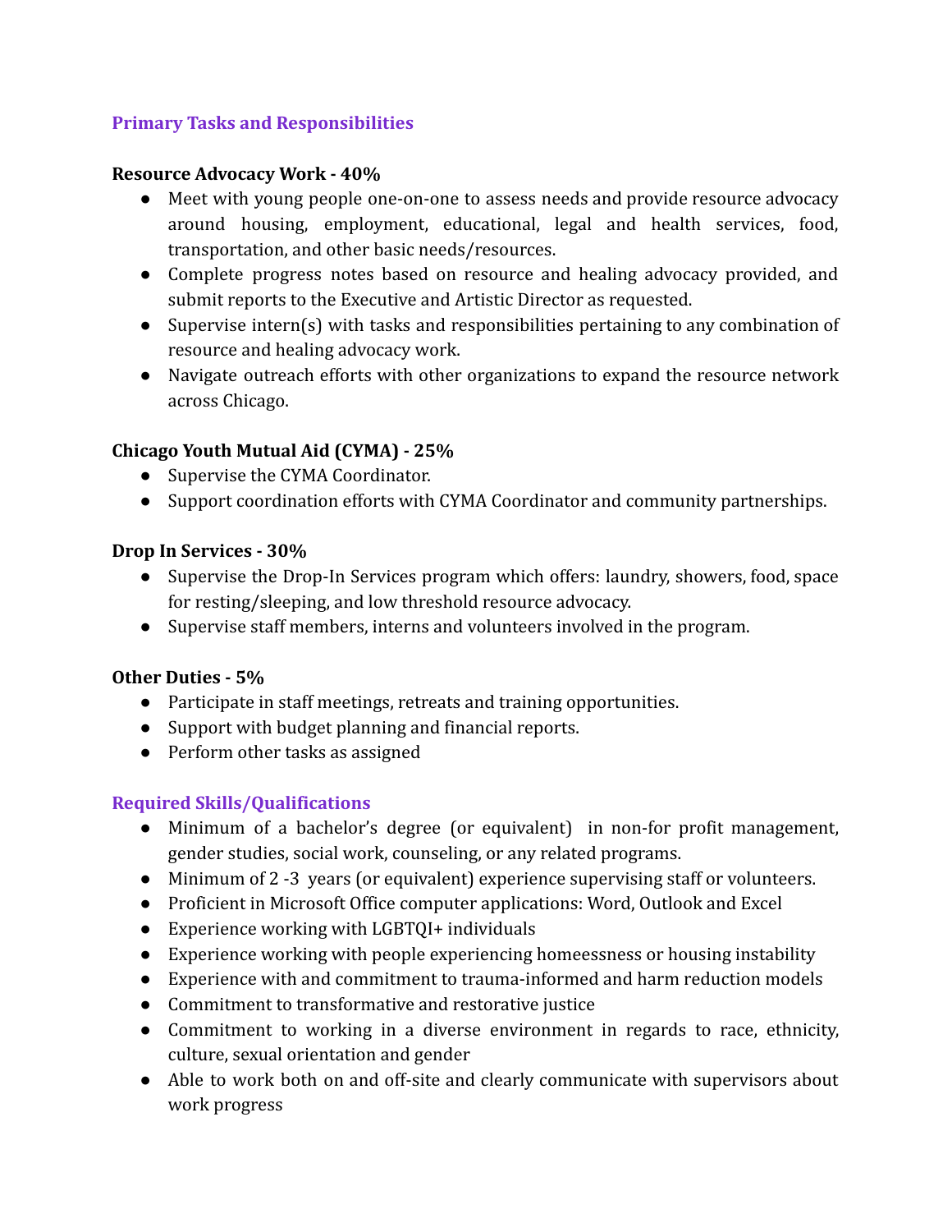## Primary Tasks and Responsibilities

**Resource Advocacy Work - 40%**

- Meet with young people one-on-one to assess needs and provide resource advocacy around housing, employment, educational, legal and health services, food, transportation, and other basic needs/resources.
- Complete progress notes based on resource and healing advocacy provided, and submit reports to the Executive and Artistic Director as requested.
- Supervise intern(s) with tasks and responsibilities pertaining to any combination of resource and healing advocacy work.
- Navigate outreach efforts with other organizations to expand the resource network across Chicago.

**Chicago Youth Mutual Aid (CYMA) - 25%**

- Supervise the CYMA Coordinator.
- Support coordination efforts with CYMA Coordinator and community partnerships.

**Drop In Services - 30%**

- Supervise the Drop-In Services program which offers: laundry, showers, food, space for resting/sleeping, and low threshold resource advocacy.
- Supervise staff members, interns and volunteers involved in the program.

**Other Duties - 5%**

- Participate in staff meetings, retreats and training opportunities.
- Support with budget planning and financial reports.
- Perform other tasks as assigned

## Required Skills/Qualifications

- Minimum of a bachelor's degree (or equivalent) in non-for profit management, gender studies, social work, counseling, or any related programs.
- Minimum of 2 -3 years (or equivalent) experience supervising staff or volunteers.
- Proficient in Microsoft Office computer applications: Word, Outlook and Excel
- Experience working with LGBTQI+ individuals
- Experience working with people experiencing homeessness or housing instability
- Experience with and commitment to trauma-informed and harm reduction models
- Commitment to transformative and restorative justice
- Commitment to working in a diverse environment in regards to race, ethnicity, culture, sexual orientation and gender
- Able to work both on and off-site and clearly communicate with supervisors about work progress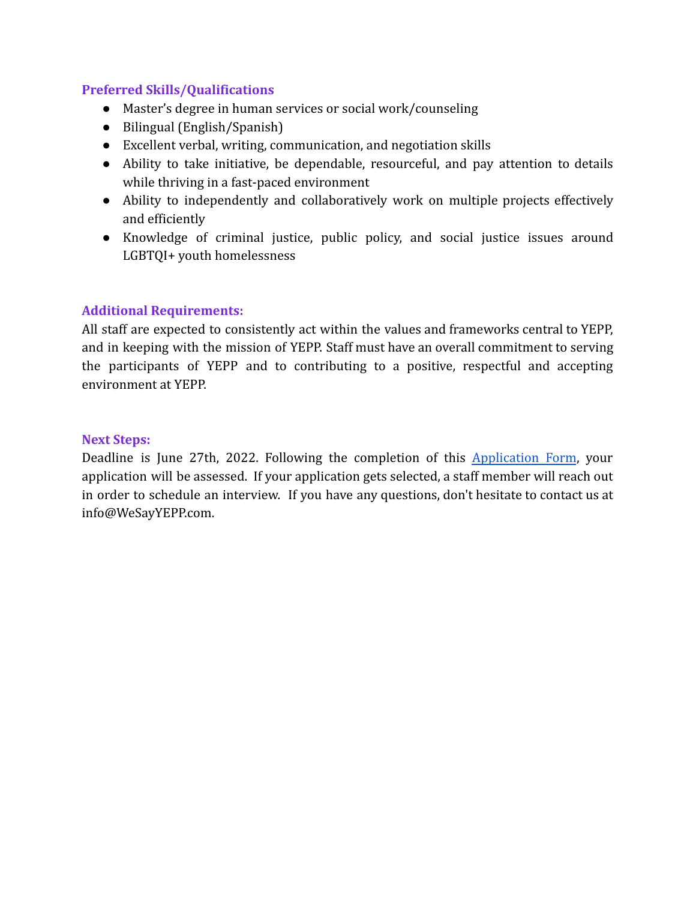### Preferred Skills/Qualifications

- Master's degree in human services or social work/counseling
- Bilingual (English/Spanish)
- Excellent verbal, writing, communication, and negotiation skills
- Ability to take initiative, be dependable, resourceful, and pay attention to details while thriving in a fast-paced environment
- Ability to independently and collaboratively work on multiple projects effectively and efficiently
- Knowledge of criminal justice, public policy, and social justice issues around LGBTQI+ youth homelessness

### Additional Requirements:

All staff are expected to consistently act within the values and frameworks central to YEPP, and in keeping with the mission of YEPP. Staff must have an overall commitment to serving the participants of YEPP and to contributing to a positive, respectful and accepting environment at YEPP.

### Next Steps:

Deadline is June 27th, 2022. Following the completion of this Application Form, your application will be assessed. If your application gets selected, a staff member will reach out in order to schedule an interview. If you have any questions, don't hesitate to contact us at info@WeSayYEPP.com.